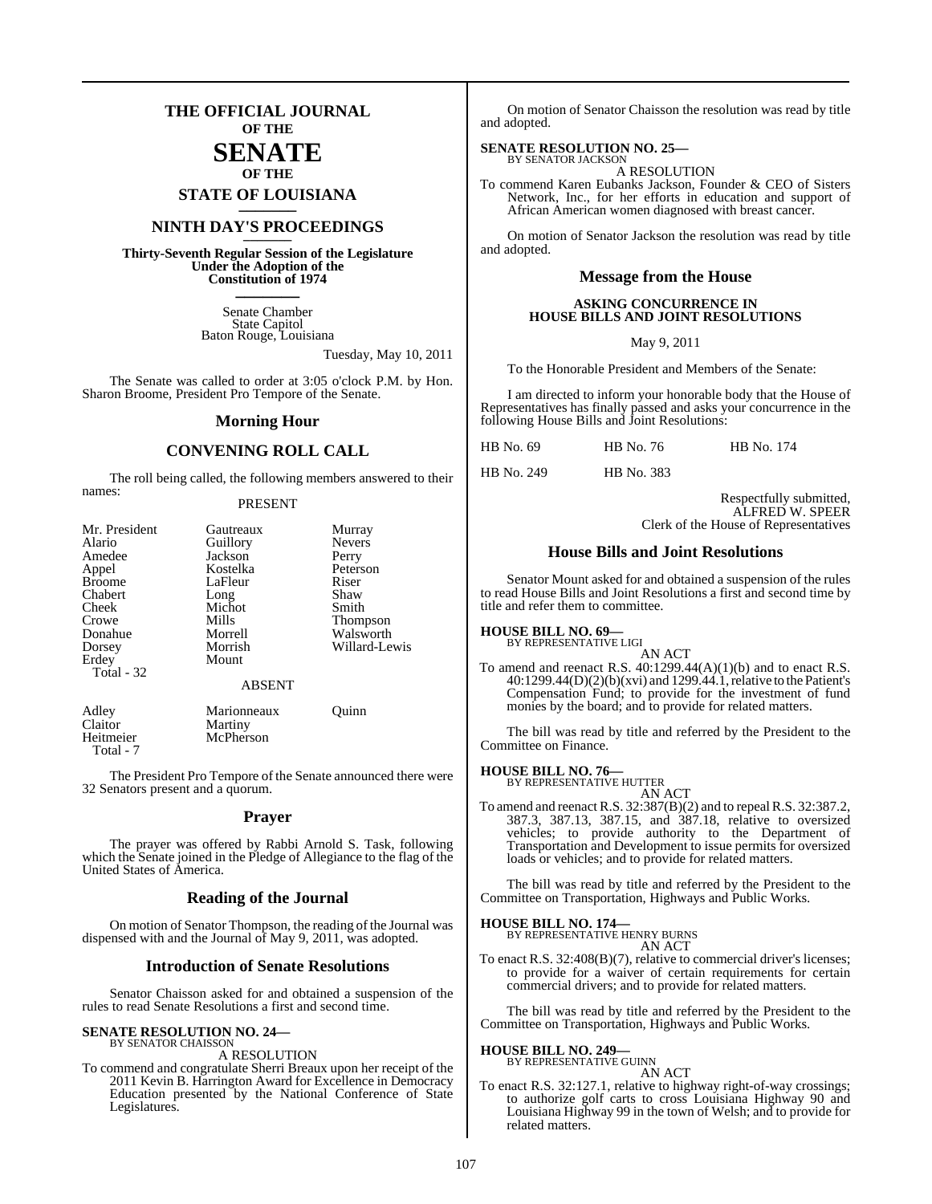# THE OFFICIAL JOURNAL OF THE SENATE OF THE STATE OF LOUISIANA

## NINTH DAY'S PROCEEDINGS

**Thirty-Seventh Regular Session of the Legislature Under the Adoption of the Constitution of 1974**

Senate Chamber
State Capitol
Baton Rouge, Louisiana

Tuesday, May 10, 2011

The Senate was called to order at 3:05 o'clock P.M. by Hon. Sharon Broome, President Pro Tempore of the Senate.

## Morning Hour

## CONVENING ROLL CALL

The roll being called, the following members answered to their names:

PRESENT

| | | |
|---|---|---|
| Mr. President | Gautreaux | Murray |
| Alario | Guillory | Nevers |
| Amedee | Jackson | Perry |
| Appel | Kostelka | Peterson |
| Broome | LaFleur | Riser |
| Chabert | Long | Shaw |
| Cheek | Michot | Smith |
| Crowe | Mills | Thompson |
| Donahue | Morrell | Walsworth |
| Dorsey | Morrish | Willard-Lewis |
| Erdey | Mount | |
| Total - 32 | | |

ABSENT

| | | |
|---|---|---|
| Adley | Marionneaux | Quinn |
| Claitor | Martiny | |
| Heitmeier | McPherson | |
| Total - 7 | | |

The President Pro Tempore of the Senate announced there were 32 Senators present and a quorum.

## Prayer

The prayer was offered by Rabbi Arnold S. Task, following which the Senate joined in the Pledge of Allegiance to the flag of the United States of America.

## Reading of the Journal

On motion of Senator Thompson, the reading of the Journal was dispensed with and the Journal of May 9, 2011, was adopted.

## Introduction of Senate Resolutions

Senator Chaisson asked for and obtained a suspension of the rules to read Senate Resolutions a first and second time.

**SENATE RESOLUTION NO. 24—**
BY SENATOR CHAISSON

A RESOLUTION

To commend and congratulate Sherri Breaux upon her receipt of the 2011 Kevin B. Harrington Award for Excellence in Democracy Education presented by the National Conference of State Legislatures.

On motion of Senator Chaisson the resolution was read by title and adopted.

**SENATE RESOLUTION NO. 25—**
BY SENATOR JACKSON

A RESOLUTION

To commend Karen Eubanks Jackson, Founder & CEO of Sisters Network, Inc., for her efforts in education and support of African American women diagnosed with breast cancer.

On motion of Senator Jackson the resolution was read by title and adopted.

## Message from the House

**ASKING CONCURRENCE IN HOUSE BILLS AND JOINT RESOLUTIONS**

May 9, 2011

To the Honorable President and Members of the Senate:

I am directed to inform your honorable body that the House of Representatives has finally passed and asks your concurrence in the following House Bills and Joint Resolutions:

| | | |
|---|---|---|
| HB No. 69 | HB No. 76 | HB No. 174 |
| HB No. 249 | HB No. 383 | |

Respectfully submitted,
ALFRED W. SPEER
Clerk of the House of Representatives

## House Bills and Joint Resolutions

Senator Mount asked for and obtained a suspension of the rules to read House Bills and Joint Resolutions a first and second time by title and refer them to committee.

**HOUSE BILL NO. 69—**
BY REPRESENTATIVE LIGI

AN ACT

To amend and reenact R.S. 40:1299.44(A)(1)(b) and to enact R.S. 40:1299.44(D)(2)(b)(xvi) and 1299.44.1, relative to the Patient's Compensation Fund; to provide for the investment of fund monies by the board; and to provide for related matters.

The bill was read by title and referred by the President to the Committee on Finance.

**HOUSE BILL NO. 76—**
BY REPRESENTATIVE HUTTER

AN ACT

To amend and reenact R.S. 32:387(B)(2) and to repeal R.S. 32:387.2, 387.3, 387.13, 387.15, and 387.18, relative to oversized vehicles; to provide authority to the Department of Transportation and Development to issue permits for oversized loads or vehicles; and to provide for related matters.

The bill was read by title and referred by the President to the Committee on Transportation, Highways and Public Works.

**HOUSE BILL NO. 174—**
BY REPRESENTATIVE HENRY BURNS

AN ACT

To enact R.S. 32:408(B)(7), relative to commercial driver's licenses; to provide for a waiver of certain requirements for certain commercial drivers; and to provide for related matters.

The bill was read by title and referred by the President to the Committee on Transportation, Highways and Public Works.

**HOUSE BILL NO. 249—**
BY REPRESENTATIVE GUINN

AN ACT

To enact R.S. 32:127.1, relative to highway right-of-way crossings; to authorize golf carts to cross Louisiana Highway 90 and Louisiana Highway 99 in the town of Welsh; and to provide for related matters.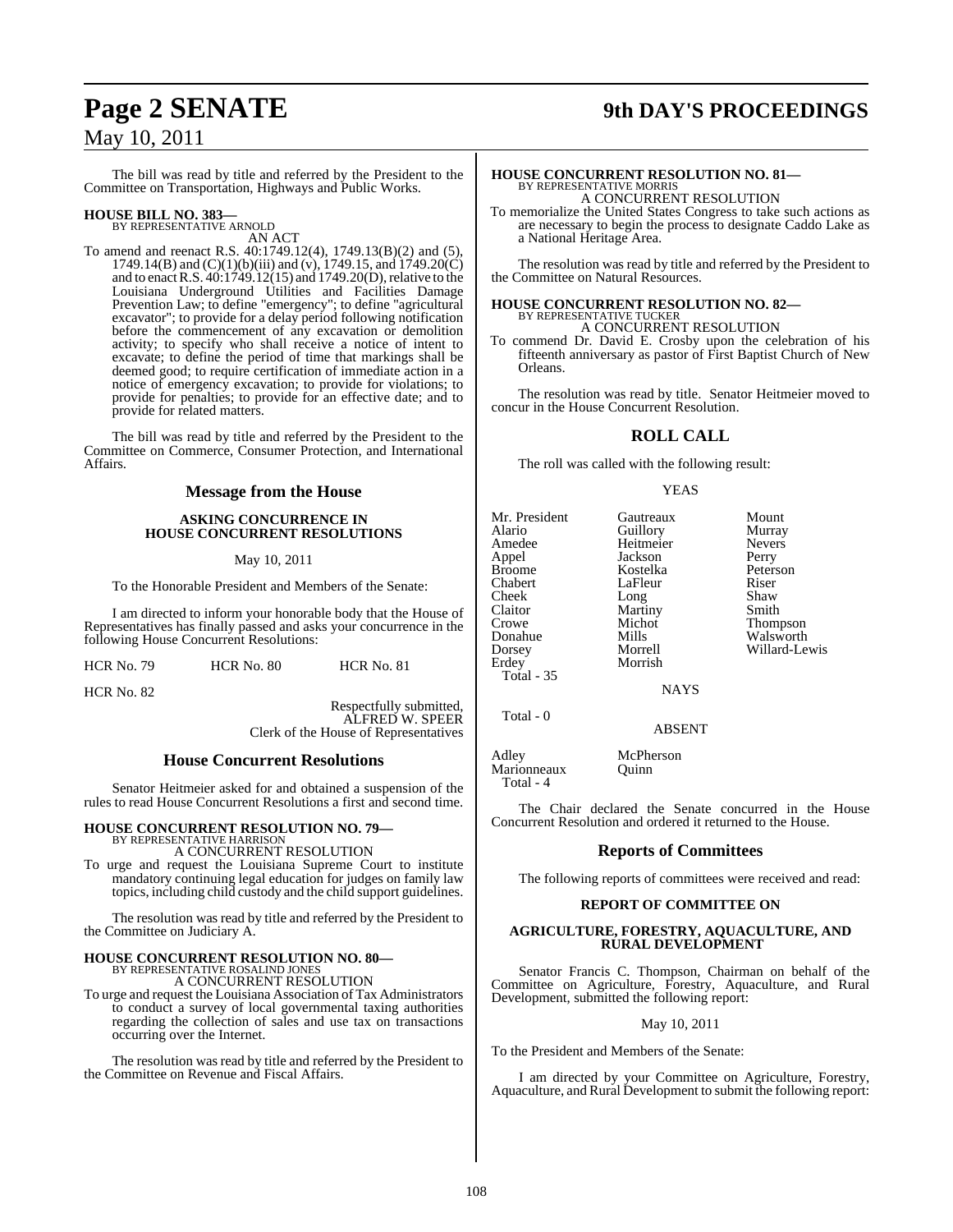The bill was read by title and referred by the President to the Committee on Transportation, Highways and Public Works.

**HOUSE BILL NO. 383—**
BY REPRESENTATIVE ARNOLD
AN ACT

To amend and reenact R.S. 40:1749.12(4), 1749.13(B)(2) and (5), 1749.14(B) and (C)(1)(b)(iii) and (v), 1749.15, and 1749.20(C) and to enact R.S. 40:1749.12(15) and 1749.20(D), relative to the Louisiana Underground Utilities and Facilities Damage Prevention Law; to define "emergency"; to define "agricultural excavator"; to provide for a delay period following notification before the commencement of any excavation or demolition activity; to specify who shall receive a notice of intent to excavate; to define the period of time that markings shall be deemed good; to require certification of immediate action in a notice of emergency excavation; to provide for violations; to provide for penalties; to provide for an effective date; and to provide for related matters.

The bill was read by title and referred by the President to the Committee on Commerce, Consumer Protection, and International Affairs.

## Message from the House

### ASKING CONCURRENCE IN HOUSE CONCURRENT RESOLUTIONS

May 10, 2011

To the Honorable President and Members of the Senate:

I am directed to inform your honorable body that the House of Representatives has finally passed and asks your concurrence in the following House Concurrent Resolutions:

HCR No. 79 HCR No. 80 HCR No. 81

HCR No. 82

Respectfully submitted,
ALFRED W. SPEER
Clerk of the House of Representatives

## House Concurrent Resolutions

Senator Heitmeier asked for and obtained a suspension of the rules to read House Concurrent Resolutions a first and second time.

**HOUSE CONCURRENT RESOLUTION NO. 79—**
BY REPRESENTATIVE HARRISON
A CONCURRENT RESOLUTION

To urge and request the Louisiana Supreme Court to institute mandatory continuing legal education for judges on family law topics, including child custody and the child support guidelines.

The resolution was read by title and referred by the President to the Committee on Judiciary A.

**HOUSE CONCURRENT RESOLUTION NO. 80—**
BY REPRESENTATIVE ROSALIND JONES
A CONCURRENT RESOLUTION

To urge and request the Louisiana Association of Tax Administrators to conduct a survey of local governmental taxing authorities regarding the collection of sales and use tax on transactions occurring over the Internet.

The resolution was read by title and referred by the President to the Committee on Revenue and Fiscal Affairs.

**HOUSE CONCURRENT RESOLUTION NO. 81—**
BY REPRESENTATIVE MORRIS
A CONCURRENT RESOLUTION

To memorialize the United States Congress to take such actions as are necessary to begin the process to designate Caddo Lake as a National Heritage Area.

The resolution was read by title and referred by the President to the Committee on Natural Resources.

**HOUSE CONCURRENT RESOLUTION NO. 82—**
BY REPRESENTATIVE TUCKER
A CONCURRENT RESOLUTION

To commend Dr. David E. Crosby upon the celebration of his fifteenth anniversary as pastor of First Baptist Church of New Orleans.

The resolution was read by title. Senator Heitmeier moved to concur in the House Concurrent Resolution.

## ROLL CALL

The roll was called with the following result:

YEAS

| | | |
|---|---|---|
| Mr. President | Gautreaux | Mount |
| Alario | Guillory | Murray |
| Amedee | Heitmeier | Nevers |
| Appel | Jackson | Perry |
| Broome | Kostelka | Peterson |
| Chabert | LaFleur | Riser |
| Cheek | Long | Shaw |
| Claitor | Martiny | Smith |
| Crowe | Michot | Thompson |
| Donahue | Mills | Walsworth |
| Dorsey | Morrell | Willard-Lewis |
| Erdey | Morrish | |

Total - 35

NAYS

Total - 0

ABSENT

| | |
|---|---|
| Adley | McPherson |
| Marionneaux | Quinn |

Total - 4

The Chair declared the Senate concurred in the House Concurrent Resolution and ordered it returned to the House.

## Reports of Committees

The following reports of committees were received and read:

### REPORT OF COMMITTEE ON

### AGRICULTURE, FORESTRY, AQUACULTURE, AND RURAL DEVELOPMENT

Senator Francis C. Thompson, Chairman on behalf of the Committee on Agriculture, Forestry, Aquaculture, and Rural Development, submitted the following report:

May 10, 2011

To the President and Members of the Senate:

I am directed by your Committee on Agriculture, Forestry, Aquaculture, and Rural Development to submit the following report: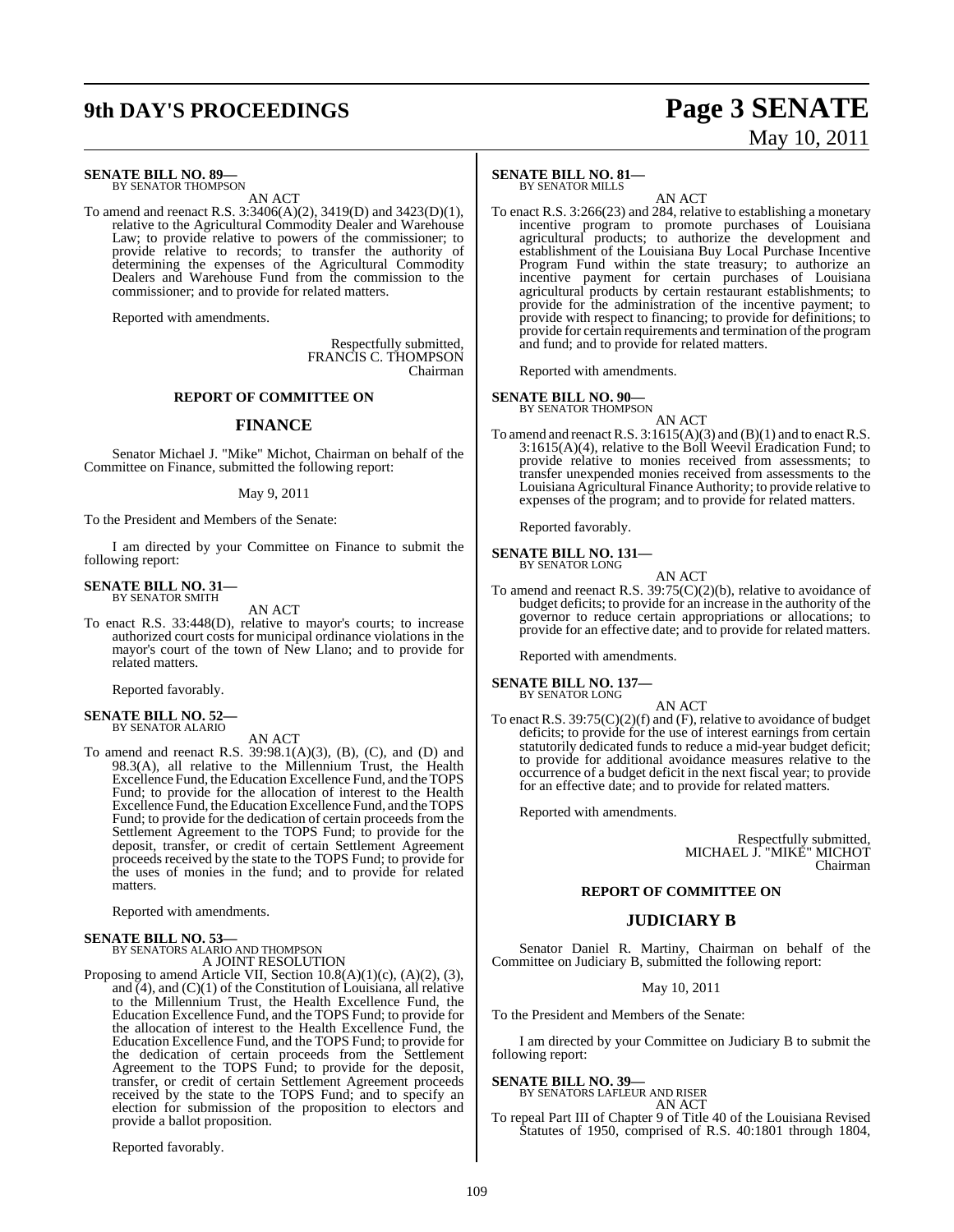**SENATE BILL NO. 89—**
BY SENATOR THOMPSON

AN ACT

To amend and reenact R.S. 3:3406(A)(2), 3419(D) and 3423(D)(1), relative to the Agricultural Commodity Dealer and Warehouse Law; to provide relative to powers of the commissioner; to provide relative to records; to transfer the authority of determining the expenses of the Agricultural Commodity Dealers and Warehouse Fund from the commission to the commissioner; and to provide for related matters.

Reported with amendments.

Respectfully submitted,
FRANCIS C. THOMPSON
Chairman

## REPORT OF COMMITTEE ON

## FINANCE

Senator Michael J. "Mike" Michot, Chairman on behalf of the Committee on Finance, submitted the following report:

May 9, 2011

To the President and Members of the Senate:

I am directed by your Committee on Finance to submit the following report:

**SENATE BILL NO. 31—**
BY SENATOR SMITH

AN ACT

To enact R.S. 33:448(D), relative to mayor's courts; to increase authorized court costs for municipal ordinance violations in the mayor's court of the town of New Llano; and to provide for related matters.

Reported favorably.

**SENATE BILL NO. 52—**
BY SENATOR ALARIO

AN ACT

To amend and reenact R.S. 39:98.1(A)(3), (B), (C), and (D) and 98.3(A), all relative to the Millennium Trust, the Health Excellence Fund, the Education Excellence Fund, and the TOPS Fund; to provide for the allocation of interest to the Health Excellence Fund, the Education Excellence Fund, and the TOPS Fund; to provide for the dedication of certain proceeds from the Settlement Agreement to the TOPS Fund; to provide for the deposit, transfer, or credit of certain Settlement Agreement proceeds received by the state to the TOPS Fund; to provide for the uses of monies in the fund; and to provide for related matters.

Reported with amendments.

**SENATE BILL NO. 53—**
BY SENATORS ALARIO AND THOMPSON

A JOINT RESOLUTION

Proposing to amend Article VII, Section 10.8(A)(1)(c), (A)(2), (3), and (4), and (C)(1) of the Constitution of Louisiana, all relative to the Millennium Trust, the Health Excellence Fund, the Education Excellence Fund, and the TOPS Fund; to provide for the allocation of interest to the Health Excellence Fund, the Education Excellence Fund, and the TOPS Fund; to provide for the dedication of certain proceeds from the Settlement Agreement to the TOPS Fund; to provide for the deposit, transfer, or credit of certain Settlement Agreement proceeds received by the state to the TOPS Fund; and to specify an election for submission of the proposition to electors and provide a ballot proposition.

Reported favorably.

**SENATE BILL NO. 81—**
BY SENATOR MILLS

AN ACT

To enact R.S. 3:266(23) and 284, relative to establishing a monetary incentive program to promote purchases of Louisiana agricultural products; to authorize the development and establishment of the Louisiana Buy Local Purchase Incentive Program Fund within the state treasury; to authorize an incentive payment for certain purchases of Louisiana agricultural products by certain restaurant establishments; to provide for the administration of the incentive payment; to provide with respect to financing; to provide for definitions; to provide for certain requirements and termination of the program and fund; and to provide for related matters.

Reported with amendments.

**SENATE BILL NO. 90—**
BY SENATOR THOMPSON

AN ACT

To amend and reenact R.S. 3:1615(A)(3) and (B)(1) and to enact R.S. 3:1615(A)(4), relative to the Boll Weevil Eradication Fund; to provide relative to monies received from assessments; to transfer unexpended monies received from assessments to the Louisiana Agricultural Finance Authority; to provide relative to expenses of the program; and to provide for related matters.

Reported favorably.

**SENATE BILL NO. 131—**
BY SENATOR LONG

AN ACT

To amend and reenact R.S. 39:75(C)(2)(b), relative to avoidance of budget deficits; to provide for an increase in the authority of the governor to reduce certain appropriations or allocations; to provide for an effective date; and to provide for related matters.

Reported with amendments.

**SENATE BILL NO. 137—**
BY SENATOR LONG

AN ACT

To enact R.S. 39:75(C)(2)(f) and (F), relative to avoidance of budget deficits; to provide for the use of interest earnings from certain statutorily dedicated funds to reduce a mid-year budget deficit; to provide for additional avoidance measures relative to the occurrence of a budget deficit in the next fiscal year; to provide for an effective date; and to provide for related matters.

Reported with amendments.

Respectfully submitted,
MICHAEL J. "MIKE" MICHOT
Chairman

## REPORT OF COMMITTEE ON

## JUDICIARY B

Senator Daniel R. Martiny, Chairman on behalf of the Committee on Judiciary B, submitted the following report:

May 10, 2011

To the President and Members of the Senate:

I am directed by your Committee on Judiciary B to submit the following report:

**SENATE BILL NO. 39—**
BY SENATORS LAFLEUR AND RISER

AN ACT

To repeal Part III of Chapter 9 of Title 40 of the Louisiana Revised Statutes of 1950, comprised of R.S. 40:1801 through 1804,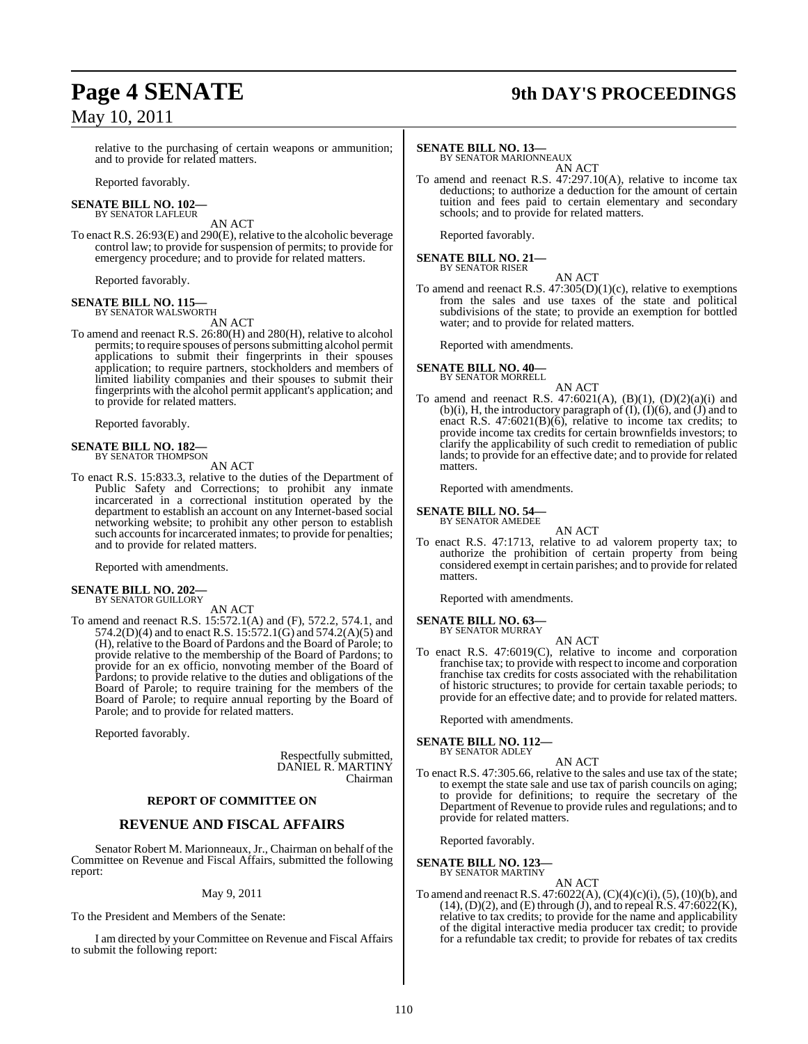relative to the purchasing of certain weapons or ammunition; and to provide for related matters.

Reported favorably.

**SENATE BILL NO. 102—**
BY SENATOR LAFLEUR

AN ACT

To enact R.S. 26:93(E) and 290(E), relative to the alcoholic beverage control law; to provide for suspension of permits; to provide for emergency procedure; and to provide for related matters.

Reported favorably.

**SENATE BILL NO. 115—**
BY SENATOR WALSWORTH

AN ACT

To amend and reenact R.S. 26:80(H) and 280(H), relative to alcohol permits; to require spouses of persons submitting alcohol permit applications to submit their fingerprints in their spouses application; to require partners, stockholders and members of limited liability companies and their spouses to submit their fingerprints with the alcohol permit applicant's application; and to provide for related matters.

Reported favorably.

**SENATE BILL NO. 182—**
BY SENATOR THOMPSON

AN ACT

To enact R.S. 15:833.3, relative to the duties of the Department of Public Safety and Corrections; to prohibit any inmate incarcerated in a correctional institution operated by the department to establish an account on any Internet-based social networking website; to prohibit any other person to establish such accounts for incarcerated inmates; to provide for penalties; and to provide for related matters.

Reported with amendments.

**SENATE BILL NO. 202—**
BY SENATOR GUILLORY

AN ACT

To amend and reenact R.S. 15:572.1(A) and (F), 572.2, 574.1, and 574.2(D)(4) and to enact R.S. 15:572.1(G) and 574.2(A)(5) and (H), relative to the Board of Pardons and the Board of Parole; to provide relative to the membership of the Board of Pardons; to provide for an ex officio, nonvoting member of the Board of Pardons; to provide relative to the duties and obligations of the Board of Parole; to require training for the members of the Board of Parole; to require annual reporting by the Board of Parole; and to provide for related matters.

Reported favorably.

Respectfully submitted,
DANIEL R. MARTINY
Chairman

## REPORT OF COMMITTEE ON

## REVENUE AND FISCAL AFFAIRS

Senator Robert M. Marionneaux, Jr., Chairman on behalf of the Committee on Revenue and Fiscal Affairs, submitted the following report:

May 9, 2011

To the President and Members of the Senate:

I am directed by your Committee on Revenue and Fiscal Affairs to submit the following report:

**SENATE BILL NO. 13—**
BY SENATOR MARIONNEAUX

AN ACT

To amend and reenact R.S. 47:297.10(A), relative to income tax deductions; to authorize a deduction for the amount of certain tuition and fees paid to certain elementary and secondary schools; and to provide for related matters.

Reported favorably.

**SENATE BILL NO. 21—**
BY SENATOR RISER

AN ACT

To amend and reenact R.S. 47:305(D)(1)(c), relative to exemptions from the sales and use taxes of the state and political subdivisions of the state; to provide an exemption for bottled water; and to provide for related matters.

Reported with amendments.

**SENATE BILL NO. 40—**
BY SENATOR MORRELL

AN ACT

To amend and reenact R.S. 47:6021(A), (B)(1), (D)(2)(a)(i) and (b)(i), H, the introductory paragraph of (I), (I)(6), and (J) and to enact R.S. 47:6021(B)(6), relative to income tax credits; to provide income tax credits for certain brownfields investors; to clarify the applicability of such credit to remediation of public lands; to provide for an effective date; and to provide for related matters.

Reported with amendments.

**SENATE BILL NO. 54—**
BY SENATOR AMEDEE

AN ACT

To enact R.S. 47:1713, relative to ad valorem property tax; to authorize the prohibition of certain property from being considered exempt in certain parishes; and to provide for related matters.

Reported with amendments.

**SENATE BILL NO. 63—**
BY SENATOR MURRAY

AN ACT

To enact R.S. 47:6019(C), relative to income and corporation franchise tax; to provide with respect to income and corporation franchise tax credits for costs associated with the rehabilitation of historic structures; to provide for certain taxable periods; to provide for an effective date; and to provide for related matters.

Reported with amendments.

**SENATE BILL NO. 112—**
BY SENATOR ADLEY

AN ACT

To enact R.S. 47:305.66, relative to the sales and use tax of the state; to exempt the state sale and use tax of parish councils on aging; to provide for definitions; to require the secretary of the Department of Revenue to provide rules and regulations; and to provide for related matters.

Reported favorably.

**SENATE BILL NO. 123—**
BY SENATOR MARTINY

AN ACT

To amend and reenact R.S. 47:6022(A), (C)(4)(c)(i), (5), (10)(b), and (14), (D)(2), and (E) through (J), and to repeal R.S. 47:6022(K), relative to tax credits; to provide for the name and applicability of the digital interactive media producer tax credit; to provide for a refundable tax credit; to provide for rebates of tax credits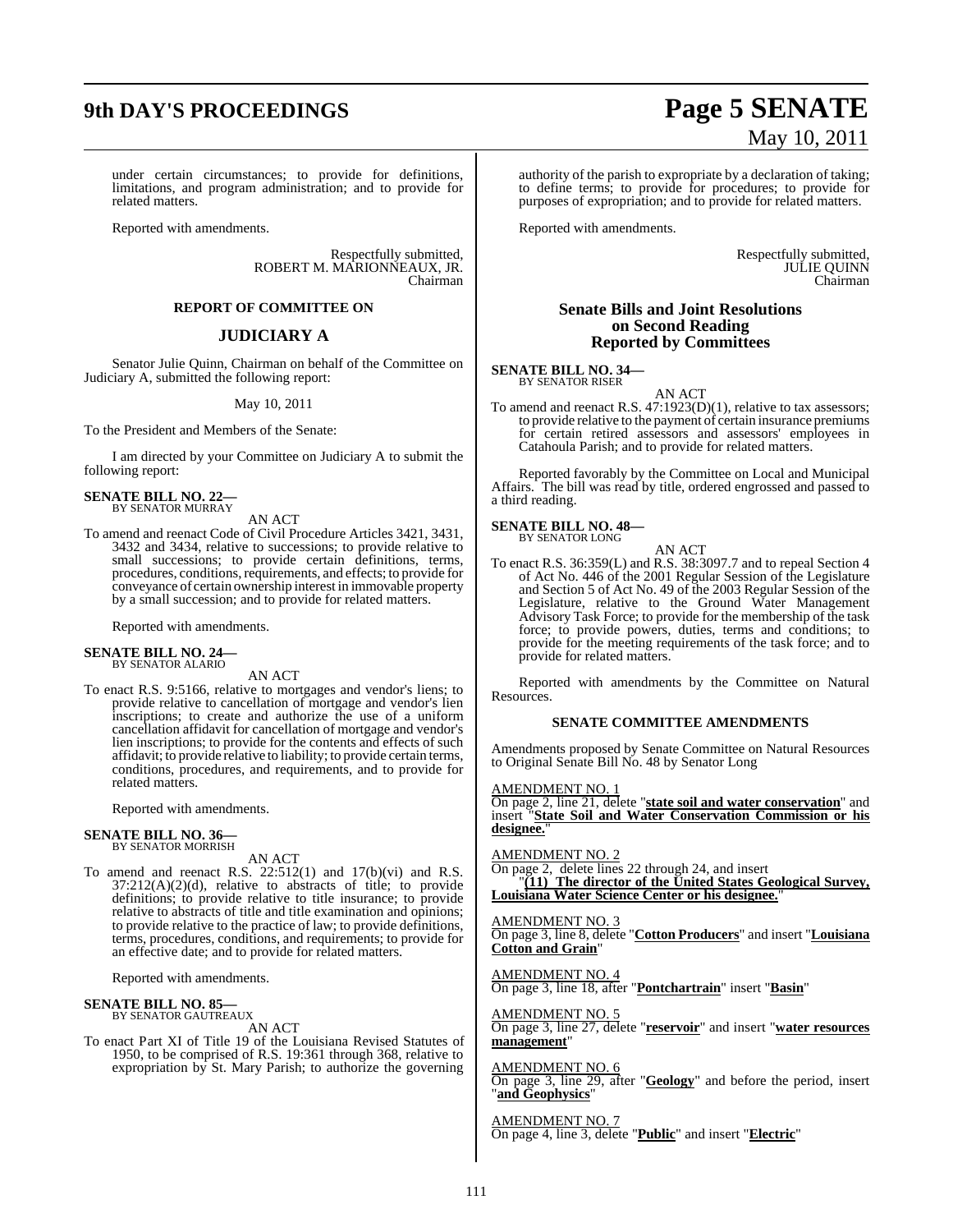under certain circumstances; to provide for definitions, limitations, and program administration; and to provide for related matters.

Reported with amendments.

Respectfully submitted,
ROBERT M. MARIONNEAUX, JR.
Chairman

### REPORT OF COMMITTEE ON

## JUDICIARY A

Senator Julie Quinn, Chairman on behalf of the Committee on Judiciary A, submitted the following report:

May 10, 2011

To the President and Members of the Senate:

I am directed by your Committee on Judiciary A to submit the following report:

**SENATE BILL NO. 22—**
BY SENATOR MURRAY

AN ACT

To amend and reenact Code of Civil Procedure Articles 3421, 3431, 3432 and 3434, relative to successions; to provide relative to small successions; to provide certain definitions, terms, procedures, conditions, requirements, and effects; to provide for conveyance of certain ownership interest in immovable property by a small succession; and to provide for related matters.

Reported with amendments.

**SENATE BILL NO. 24—**
BY SENATOR ALARIO

AN ACT

To enact R.S. 9:5166, relative to mortgages and vendor's liens; to provide relative to cancellation of mortgage and vendor's lien inscriptions; to create and authorize the use of a uniform cancellation affidavit for cancellation of mortgage and vendor's lien inscriptions; to provide for the contents and effects of such affidavit; to provide relative to liability; to provide certain terms, conditions, procedures, and requirements, and to provide for related matters.

Reported with amendments.

**SENATE BILL NO. 36—**
BY SENATOR MORRISH

AN ACT

To amend and reenact R.S. 22:512(1) and 17(b)(vi) and R.S. 37:212(A)(2)(d), relative to abstracts of title; to provide definitions; to provide relative to title insurance; to provide relative to abstracts of title and title examination and opinions; to provide relative to the practice of law; to provide definitions, terms, procedures, conditions, and requirements; to provide for an effective date; and to provide for related matters.

Reported with amendments.

**SENATE BILL NO. 85—**
BY SENATOR GAUTREAUX

AN ACT

To enact Part XI of Title 19 of the Louisiana Revised Statutes of 1950, to be comprised of R.S. 19:361 through 368, relative to expropriation by St. Mary Parish; to authorize the governing authority of the parish to expropriate by a declaration of taking; to define terms; to provide for procedures; to provide for purposes of expropriation; and to provide for related matters.

Reported with amendments.

Respectfully submitted,
JULIE QUINN
Chairman

## Senate Bills and Joint Resolutions on Second Reading Reported by Committees

**SENATE BILL NO. 34—**
BY SENATOR RISER

AN ACT

To amend and reenact R.S. 47:1923(D)(1), relative to tax assessors; to provide relative to the payment of certain insurance premiums for certain retired assessors and assessors' employees in Catahoula Parish; and to provide for related matters.

Reported favorably by the Committee on Local and Municipal Affairs. The bill was read by title, ordered engrossed and passed to a third reading.

**SENATE BILL NO. 48—**
BY SENATOR LONG

AN ACT

To enact R.S. 36:359(L) and R.S. 38:3097.7 and to repeal Section 4 of Act No. 446 of the 2001 Regular Session of the Legislature and Section 5 of Act No. 49 of the 2003 Regular Session of the Legislature, relative to the Ground Water Management Advisory Task Force; to provide for the membership of the task force; to provide powers, duties, terms and conditions; to provide for the meeting requirements of the task force; and to provide for related matters.

Reported with amendments by the Committee on Natural Resources.

### SENATE COMMITTEE AMENDMENTS

Amendments proposed by Senate Committee on Natural Resources to Original Senate Bill No. 48 by Senator Long

AMENDMENT NO. 1
On page 2, line 21, delete "**state soil and water conservation**" and insert "**State Soil and Water Conservation Commission or his designee.**"

AMENDMENT NO. 2
On page 2, delete lines 22 through 24, and insert
"**(11) The director of the United States Geological Survey, Louisiana Water Science Center or his designee.**"

AMENDMENT NO. 3
On page 3, line 8, delete "**Cotton Producers**" and insert "**Louisiana Cotton and Grain**"

AMENDMENT NO. 4
On page 3, line 18, after "**Pontchartrain**" insert "**Basin**"

AMENDMENT NO. 5
On page 3, line 27, delete "**reservoir**" and insert "**water resources management**"

AMENDMENT NO. 6
On page 3, line 29, after "**Geology**" and before the period, insert "**and Geophysics**"

AMENDMENT NO. 7
On page 4, line 3, delete "**Public**" and insert "**Electric**"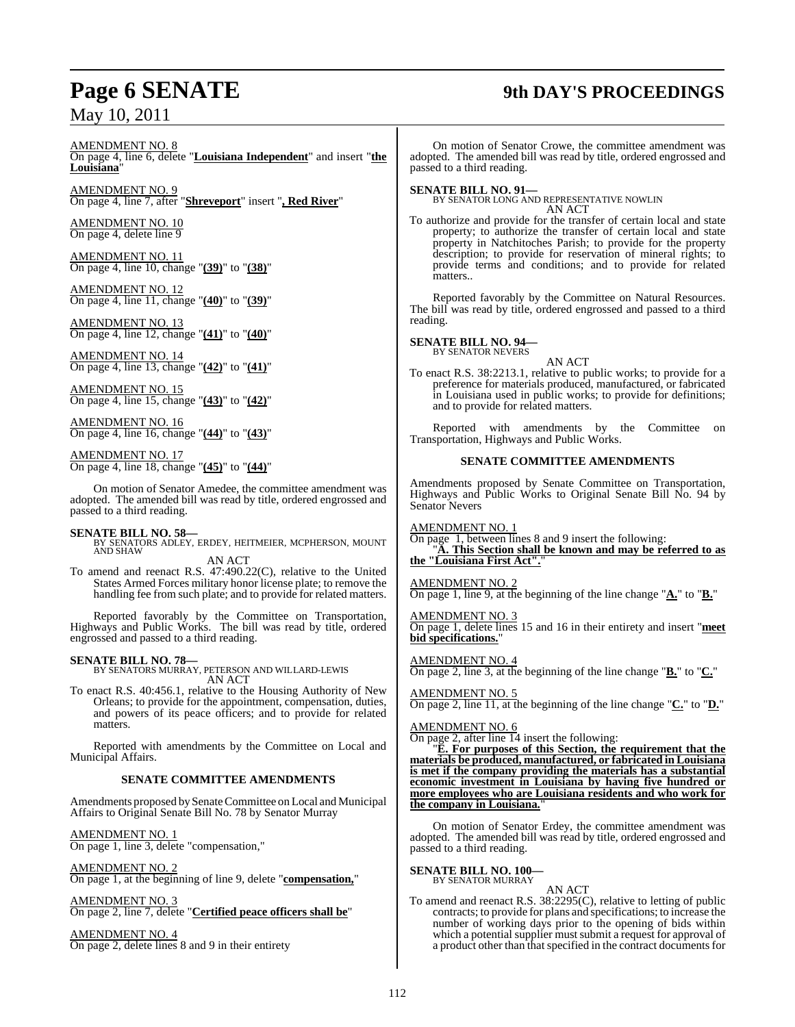AMENDMENT NO. 8
On page 4, line 6, delete "**Louisiana Independent**" and insert "**the Louisiana**"

AMENDMENT NO. 9
On page 4, line 7, after "**Shreveport**" insert "**, Red River**"

AMENDMENT NO. 10
On page 4, delete line 9

AMENDMENT NO. 11
On page 4, line 10, change "**(39)**" to "**(38)**"

AMENDMENT NO. 12
On page 4, line 11, change "**(40)**" to "**(39)**"

AMENDMENT NO. 13
On page 4, line 12, change "**(41)**" to "**(40)**"

AMENDMENT NO. 14
On page 4, line 13, change "**(42)**" to "**(41)**"

AMENDMENT NO. 15
On page 4, line 15, change "**(43)**" to "**(42)**"

AMENDMENT NO. 16
On page 4, line 16, change "**(44)**" to "**(43)**"

AMENDMENT NO. 17
On page 4, line 18, change "**(45)**" to "**(44)**"

On motion of Senator Amedee, the committee amendment was adopted. The amended bill was read by title, ordered engrossed and passed to a third reading.

**SENATE BILL NO. 58—**
BY SENATORS ADLEY, ERDEY, HEITMEIER, MCPHERSON, MOUNT AND SHAW
AN ACT
To amend and reenact R.S. 47:490.22(C), relative to the United States Armed Forces military honor license plate; to remove the handling fee from such plate; and to provide for related matters.

Reported favorably by the Committee on Transportation, Highways and Public Works. The bill was read by title, ordered engrossed and passed to a third reading.

**SENATE BILL NO. 78—**
BY SENATORS MURRAY, PETERSON AND WILLARD-LEWIS
AN ACT
To enact R.S. 40:456.1, relative to the Housing Authority of New Orleans; to provide for the appointment, compensation, duties, and powers of its peace officers; and to provide for related matters.

Reported with amendments by the Committee on Local and Municipal Affairs.

**SENATE COMMITTEE AMENDMENTS**

Amendments proposed by Senate Committee on Local and Municipal Affairs to Original Senate Bill No. 78 by Senator Murray

AMENDMENT NO. 1
On page 1, line 3, delete "compensation,"

AMENDMENT NO. 2
On page 1, at the beginning of line 9, delete "**compensation,**"

AMENDMENT NO. 3
On page 2, line 7, delete "**Certified peace officers shall be**"

AMENDMENT NO. 4
On page 2, delete lines 8 and 9 in their entirety

On motion of Senator Crowe, the committee amendment was adopted. The amended bill was read by title, ordered engrossed and passed to a third reading.

**SENATE BILL NO. 91—**
BY SENATOR LONG AND REPRESENTATIVE NOWLIN
AN ACT
To authorize and provide for the transfer of certain local and state property; to authorize the transfer of certain local and state property in Natchitoches Parish; to provide for the property description; to provide for reservation of mineral rights; to provide terms and conditions; and to provide for related matters..

Reported favorably by the Committee on Natural Resources. The bill was read by title, ordered engrossed and passed to a third reading.

**SENATE BILL NO. 94—**
BY SENATOR NEVERS
AN ACT
To enact R.S. 38:2213.1, relative to public works; to provide for a preference for materials produced, manufactured, or fabricated in Louisiana used in public works; to provide for definitions; and to provide for related matters.

Reported with amendments by the Committee on Transportation, Highways and Public Works.

**SENATE COMMITTEE AMENDMENTS**

Amendments proposed by Senate Committee on Transportation, Highways and Public Works to Original Senate Bill No. 94 by Senator Nevers

AMENDMENT NO. 1
On page 1, between lines 8 and 9 insert the following:
"**A. This Section shall be known and may be referred to as the "Louisiana First Act".**"

AMENDMENT NO. 2
On page 1, line 9, at the beginning of the line change "**A.**" to "**B.**"

AMENDMENT NO. 3
On page 1, delete lines 15 and 16 in their entirety and insert "**meet bid specifications.**"

AMENDMENT NO. 4
On page 2, line 3, at the beginning of the line change "**B.**" to "**C.**"

AMENDMENT NO. 5
On page 2, line 11, at the beginning of the line change "**C.**" to "**D.**"

AMENDMENT NO. 6
On page 2, after line 14 insert the following:
"**E. For purposes of this Section, the requirement that the materials be produced, manufactured, or fabricated in Louisiana is met if the company providing the materials has a substantial economic investment in Louisiana by having five hundred or more employees who are Louisiana residents and who work for the company in Louisiana.**"

On motion of Senator Erdey, the committee amendment was adopted. The amended bill was read by title, ordered engrossed and passed to a third reading.

**SENATE BILL NO. 100—**
BY SENATOR MURRAY
AN ACT
To amend and reenact R.S. 38:2295(C), relative to letting of public contracts; to provide for plans and specifications; to increase the number of working days prior to the opening of bids within which a potential supplier must submit a request for approval of a product other than that specified in the contract documents for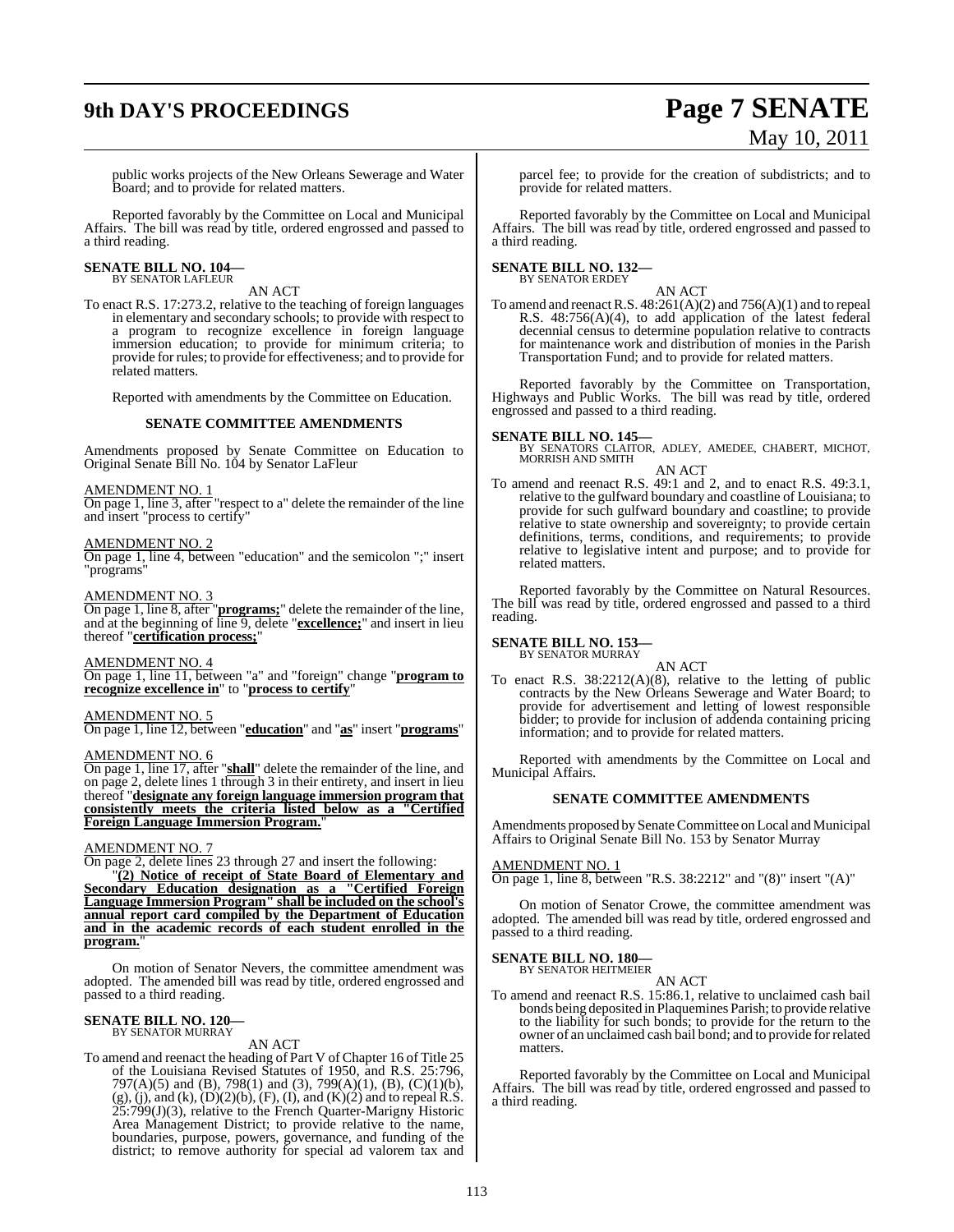public works projects of the New Orleans Sewerage and Water Board; and to provide for related matters.

Reported favorably by the Committee on Local and Municipal Affairs. The bill was read by title, ordered engrossed and passed to a third reading.

**SENATE BILL NO. 104—**
BY SENATOR LAFLEUR

AN ACT

To enact R.S. 17:273.2, relative to the teaching of foreign languages in elementary and secondary schools; to provide with respect to a program to recognize excellence in foreign language immersion education; to provide for minimum criteria; to provide for rules; to provide for effectiveness; and to provide for related matters.

Reported with amendments by the Committee on Education.

**SENATE COMMITTEE AMENDMENTS**

Amendments proposed by Senate Committee on Education to Original Senate Bill No. 104 by Senator LaFleur

AMENDMENT NO. 1
On page 1, line 3, after "respect to a" delete the remainder of the line and insert "process to certify"

AMENDMENT NO. 2
On page 1, line 4, between "education" and the semicolon ";" insert "programs"

AMENDMENT NO. 3
On page 1, line 8, after "**programs;**" delete the remainder of the line, and at the beginning of line 9, delete "**excellence;**" and insert in lieu thereof "**certification process;**"

AMENDMENT NO. 4
On page 1, line 11, between "a" and "foreign" change "**program to recognize excellence in**" to "**process to certify**"

AMENDMENT NO. 5
On page 1, line 12, between "**education**" and "**as**" insert "**programs**"

AMENDMENT NO. 6
On page 1, line 17, after "**shall**" delete the remainder of the line, and on page 2, delete lines 1 through 3 in their entirety, and insert in lieu thereof "**designate any foreign language immersion program that consistently meets the criteria listed below as a "Certified Foreign Language Immersion Program.**"

AMENDMENT NO. 7
On page 2, delete lines 23 through 27 and insert the following:

"**(2) Notice of receipt of State Board of Elementary and Secondary Education designation as a "Certified Foreign Language Immersion Program" shall be included on the school's annual report card compiled by the Department of Education and in the academic records of each student enrolled in the program.**"

On motion of Senator Nevers, the committee amendment was adopted. The amended bill was read by title, ordered engrossed and passed to a third reading.

**SENATE BILL NO. 120—**
BY SENATOR MURRAY

AN ACT

To amend and reenact the heading of Part V of Chapter 16 of Title 25 of the Louisiana Revised Statutes of 1950, and R.S. 25:796, 797(A)(5) and (B), 798(1) and (3), 799(A)(1), (B), (C)(1)(b), (g), (j), and (k), (D)(2)(b), (F), (I), and (K)(2) and to repeal R.S. 25:799(J)(3), relative to the French Quarter-Marigny Historic Area Management District; to provide relative to the name, boundaries, purpose, powers, governance, and funding of the district; to remove authority for special ad valorem tax and parcel fee; to provide for the creation of subdistricts; and to provide for related matters.

Reported favorably by the Committee on Local and Municipal Affairs. The bill was read by title, ordered engrossed and passed to a third reading.

**SENATE BILL NO. 132—**
BY SENATOR ERDEY

AN ACT

To amend and reenact R.S. 48:261(A)(2) and 756(A)(1) and to repeal R.S. 48:756(A)(4), to add application of the latest federal decennial census to determine population relative to contracts for maintenance work and distribution of monies in the Parish Transportation Fund; and to provide for related matters.

Reported favorably by the Committee on Transportation, Highways and Public Works. The bill was read by title, ordered engrossed and passed to a third reading.

**SENATE BILL NO. 145—**
BY SENATORS CLAITOR, ADLEY, AMEDEE, CHABERT, MICHOT, MORRISH AND SMITH

AN ACT

To amend and reenact R.S. 49:1 and 2, and to enact R.S. 49:3.1, relative to the gulfward boundary and coastline of Louisiana; to provide for such gulfward boundary and coastline; to provide relative to state ownership and sovereignty; to provide certain definitions, terms, conditions, and requirements; to provide relative to legislative intent and purpose; and to provide for related matters.

Reported favorably by the Committee on Natural Resources. The bill was read by title, ordered engrossed and passed to a third reading.

**SENATE BILL NO. 153—**
BY SENATOR MURRAY

AN ACT

To enact R.S. 38:2212(A)(8), relative to the letting of public contracts by the New Orleans Sewerage and Water Board; to provide for advertisement and letting of lowest responsible bidder; to provide for inclusion of addenda containing pricing information; and to provide for related matters.

Reported with amendments by the Committee on Local and Municipal Affairs.

**SENATE COMMITTEE AMENDMENTS**

Amendments proposed by Senate Committee on Local and Municipal Affairs to Original Senate Bill No. 153 by Senator Murray

AMENDMENT NO. 1
On page 1, line 8, between "R.S. 38:2212" and "(8)" insert "(A)"

On motion of Senator Crowe, the committee amendment was adopted. The amended bill was read by title, ordered engrossed and passed to a third reading.

**SENATE BILL NO. 180—**
BY SENATOR HEITMEIER

AN ACT

To amend and reenact R.S. 15:86.1, relative to unclaimed cash bail bonds being deposited in Plaquemines Parish; to provide relative to the liability for such bonds; to provide for the return to the owner of an unclaimed cash bail bond; and to provide for related matters.

Reported favorably by the Committee on Local and Municipal Affairs. The bill was read by title, ordered engrossed and passed to a third reading.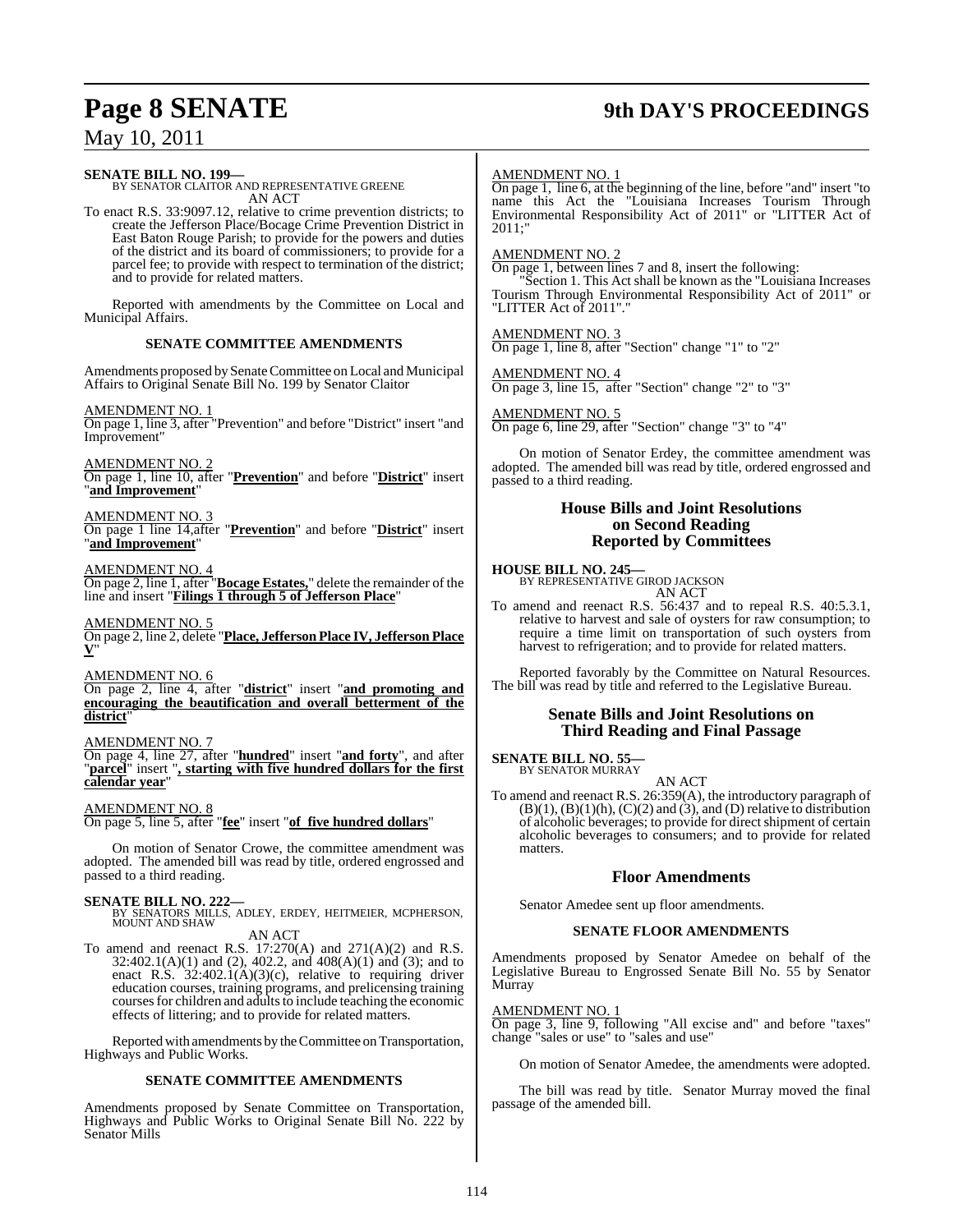**SENATE BILL NO. 199—**
BY SENATOR CLAITOR AND REPRESENTATIVE GREENE
AN ACT

To enact R.S. 33:9097.12, relative to crime prevention districts; to create the Jefferson Place/Bocage Crime Prevention District in East Baton Rouge Parish; to provide for the powers and duties of the district and its board of commissioners; to provide for a parcel fee; to provide with respect to termination of the district; and to provide for related matters.

Reported with amendments by the Committee on Local and Municipal Affairs.

### SENATE COMMITTEE AMENDMENTS

Amendments proposed by Senate Committee on Local and Municipal Affairs to Original Senate Bill No. 199 by Senator Claitor

AMENDMENT NO. 1
On page 1, line 3, after "Prevention" and before "District" insert "and Improvement"

AMENDMENT NO. 2
On page 1, line 10, after "**Prevention**" and before "**District**" insert "**and Improvement**"

AMENDMENT NO. 3
On page 1 line 14,after "**Prevention**" and before "**District**" insert "**and Improvement**"

AMENDMENT NO. 4
On page 2, line 1, after "**Bocage Estates,**" delete the remainder of the line and insert "**Filings 1 through 5 of Jefferson Place**"

AMENDMENT NO. 5
On page 2, line 2, delete "**Place, Jefferson Place IV, Jefferson Place V**"

AMENDMENT NO. 6
On page 2, line 4, after "**district**" insert "**and promoting and encouraging the beautification and overall betterment of the district**"

AMENDMENT NO. 7
On page 4, line 27, after "**hundred**" insert "**and forty**", and after "**parcel**" insert "**, starting with five hundred dollars for the first calendar year**"

AMENDMENT NO. 8
On page 5, line 5, after "**fee**" insert "**of five hundred dollars**"

On motion of Senator Crowe, the committee amendment was adopted. The amended bill was read by title, ordered engrossed and passed to a third reading.

**SENATE BILL NO. 222—**
BY SENATORS MILLS, ADLEY, ERDEY, HEITMEIER, MCPHERSON, MOUNT AND SHAW
AN ACT

To amend and reenact R.S. 17:270(A) and 271(A)(2) and R.S. 32:402.1(A)(1) and (2), 402.2, and 408(A)(1) and (3); and to enact R.S. 32:402.1(A)(3)(c), relative to requiring driver education courses, training programs, and prelicensing training courses for children and adults to include teaching the economic effects of littering; and to provide for related matters.

Reported with amendments by the Committee on Transportation, Highways and Public Works.

### SENATE COMMITTEE AMENDMENTS

Amendments proposed by Senate Committee on Transportation, Highways and Public Works to Original Senate Bill No. 222 by Senator Mills

AMENDMENT NO. 1
On page 1, line 6, at the beginning of the line, before "and" insert "to name this Act the "Louisiana Increases Tourism Through Environmental Responsibility Act of 2011" or "LITTER Act of 2011;"

AMENDMENT NO. 2
On page 1, between lines 7 and 8, insert the following:
"Section 1. This Act shall be known as the "Louisiana Increases Tourism Through Environmental Responsibility Act of 2011" or "LITTER Act of 2011"."

AMENDMENT NO. 3
On page 1, line 8, after "Section" change "1" to "2"

AMENDMENT NO. 4
On page 3, line 15, after "Section" change "2" to "3"

AMENDMENT NO. 5
On page 6, line 29, after "Section" change "3" to "4"

On motion of Senator Erdey, the committee amendment was adopted. The amended bill was read by title, ordered engrossed and passed to a third reading.

## House Bills and Joint Resolutions on Second Reading Reported by Committees

**HOUSE BILL NO. 245—**
BY REPRESENTATIVE GIROD JACKSON
AN ACT

To amend and reenact R.S. 56:437 and to repeal R.S. 40:5.3.1, relative to harvest and sale of oysters for raw consumption; to require a time limit on transportation of such oysters from harvest to refrigeration; and to provide for related matters.

Reported favorably by the Committee on Natural Resources. The bill was read by title and referred to the Legislative Bureau.

## Senate Bills and Joint Resolutions on Third Reading and Final Passage

**SENATE BILL NO. 55—**
BY SENATOR MURRAY
AN ACT

To amend and reenact R.S. 26:359(A), the introductory paragraph of (B)(1), (B)(1)(h), (C)(2) and (3), and (D) relative to distribution of alcoholic beverages; to provide for direct shipment of certain alcoholic beverages to consumers; and to provide for related matters.

## Floor Amendments

Senator Amedee sent up floor amendments.

### SENATE FLOOR AMENDMENTS

Amendments proposed by Senator Amedee on behalf of the Legislative Bureau to Engrossed Senate Bill No. 55 by Senator Murray

AMENDMENT NO. 1
On page 3, line 9, following "All excise and" and before "taxes" change "sales or use" to "sales and use"

On motion of Senator Amedee, the amendments were adopted.

The bill was read by title. Senator Murray moved the final passage of the amended bill.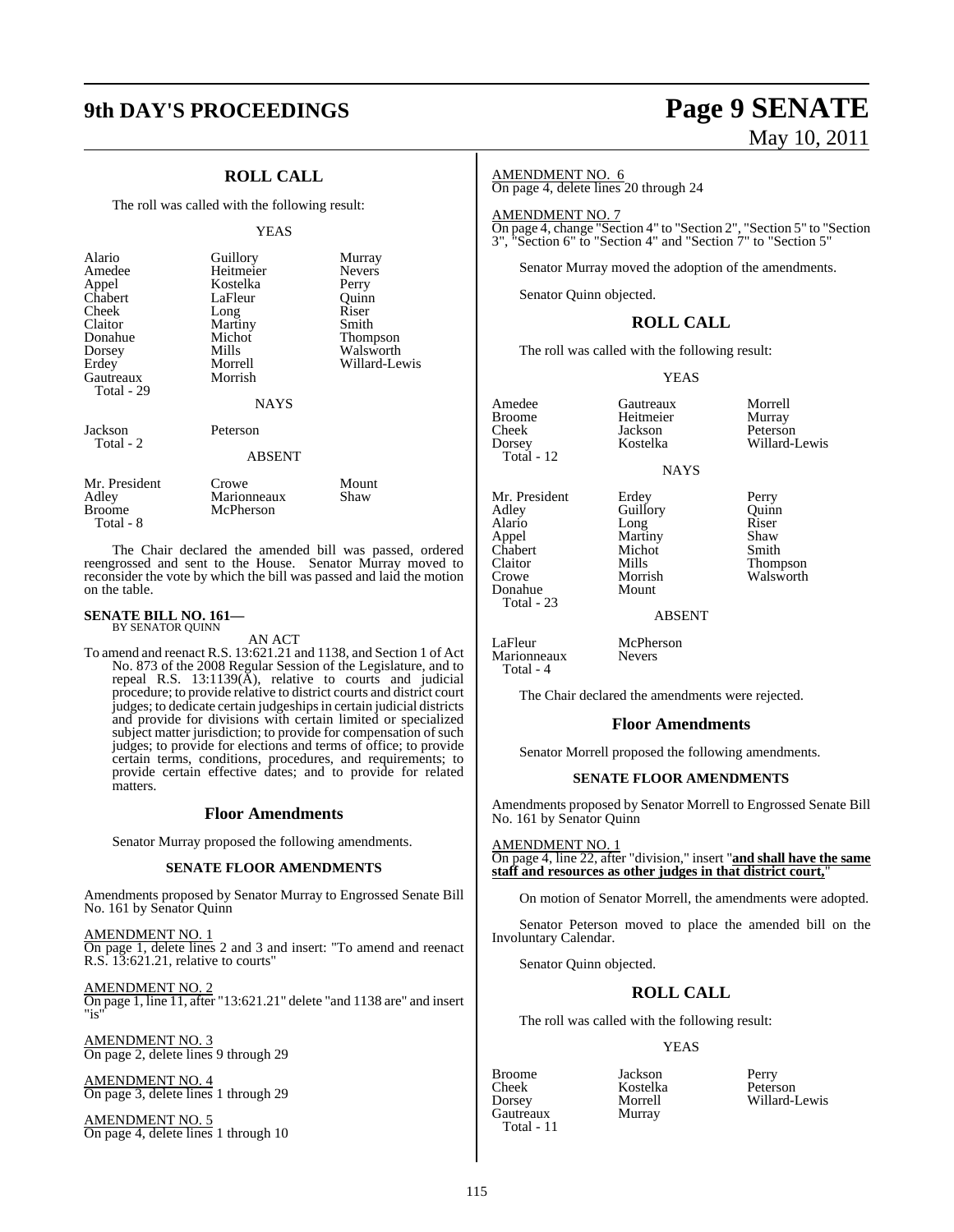## ROLL CALL

The roll was called with the following result:

YEAS

| | | |
|---|---|---|
| Alario | Guillory | Murray |
| Amedee | Heitmeier | Nevers |
| Appel | Kostelka | Perry |
| Chabert | LaFleur | Quinn |
| Cheek | Long | Riser |
| Claitor | Martiny | Smith |
| Donahue | Michot | Thompson |
| Dorsey | Mills | Walsworth |
| Erdey | Morrell | Willard-Lewis |
| Gautreaux | Morrish | |
| Total - 29 | | |

NAYS

| | |
|---|---|
| Jackson | Peterson |
| Total - 2 | |

ABSENT

| | | |
|---|---|---|
| Mr. President | Crowe | Mount |
| Adley | Marionneaux | Shaw |
| Broome | McPherson | |
| Total - 8 | | |

The Chair declared the amended bill was passed, ordered reengrossed and sent to the House. Senator Murray moved to reconsider the vote by which the bill was passed and laid the motion on the table.

**SENATE BILL NO. 161—**
BY SENATOR QUINN

AN ACT

To amend and reenact R.S. 13:621.21 and 1138, and Section 1 of Act No. 873 of the 2008 Regular Session of the Legislature, and to repeal R.S. 13:1139(A), relative to courts and judicial procedure; to provide relative to district courts and district court judges; to dedicate certain judgeships in certain judicial districts and provide for divisions with certain limited or specialized subject matter jurisdiction; to provide for compensation of such judges; to provide for elections and terms of office; to provide certain terms, conditions, procedures, and requirements; to provide certain effective dates; and to provide for related matters.

## Floor Amendments

Senator Murray proposed the following amendments.

### SENATE FLOOR AMENDMENTS

Amendments proposed by Senator Murray to Engrossed Senate Bill No. 161 by Senator Quinn

AMENDMENT NO. 1
On page 1, delete lines 2 and 3 and insert: "To amend and reenact R.S. 13:621.21, relative to courts"

AMENDMENT NO. 2
On page 1, line 11, after "13:621.21" delete "and 1138 are" and insert "is"

AMENDMENT NO. 3
On page 2, delete lines 9 through 29

AMENDMENT NO. 4
On page 3, delete lines 1 through 29

AMENDMENT NO. 5
On page 4, delete lines 1 through 10

AMENDMENT NO. 6
On page 4, delete lines 20 through 24

AMENDMENT NO. 7
On page 4, change "Section 4" to "Section 2", "Section 5" to "Section 3", "Section 6" to "Section 4" and "Section 7" to "Section 5"

Senator Murray moved the adoption of the amendments.

Senator Quinn objected.

## ROLL CALL

The roll was called with the following result:

YEAS

| | | |
|---|---|---|
| Amedee | Gautreaux | Morrell |
| Broome | Heitmeier | Murray |
| Cheek | Jackson | Peterson |
| Dorsey | Kostelka | Willard-Lewis |
| Total - 12 | | |

NAYS

| | | |
|---|---|---|
| Mr. President | Erdey | Perry |
| Adley | Guillory | Quinn |
| Alario | Long | Riser |
| Appel | Martiny | Shaw |
| Chabert | Michot | Smith |
| Claitor | Mills | Thompson |
| Crowe | Morrish | Walsworth |
| Donahue | Mount | |
| Total - 23 | | |

ABSENT

| | |
|---|---|
| LaFleur | McPherson |
| Marionneaux | Nevers |
| Total - 4 | |

The Chair declared the amendments were rejected.

## Floor Amendments

Senator Morrell proposed the following amendments.

### SENATE FLOOR AMENDMENTS

Amendments proposed by Senator Morrell to Engrossed Senate Bill No. 161 by Senator Quinn

AMENDMENT NO. 1
On page 4, line 22, after "division," insert "**and shall have the same staff and resources as other judges in that district court,**"

On motion of Senator Morrell, the amendments were adopted.

Senator Peterson moved to place the amended bill on the Involuntary Calendar.

Senator Quinn objected.

## ROLL CALL

The roll was called with the following result:

YEAS

| | | |
|---|---|---|
| Broome | Jackson | Perry |
| Cheek | Kostelka | Peterson |
| Dorsey | Morrell | Willard-Lewis |
| Gautreaux | Murray | |
| Total - 11 | | |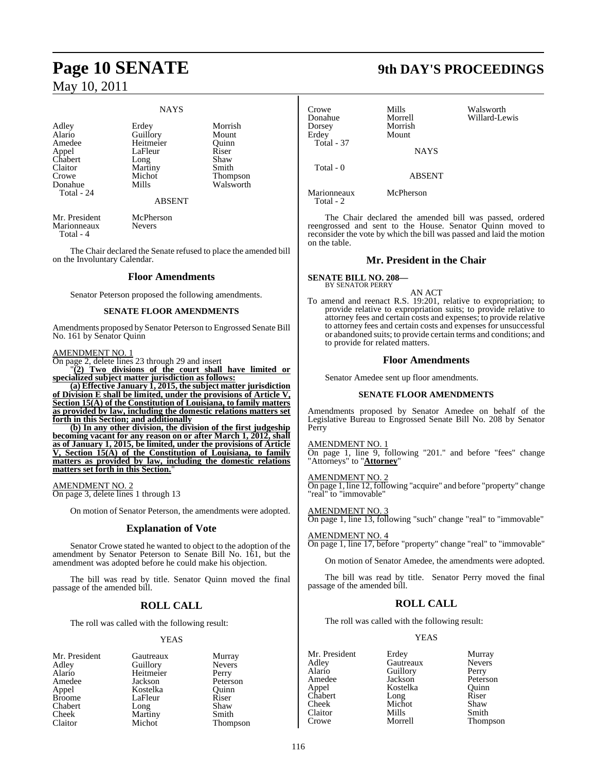NAYS

| | | |
|---|---|---|
| Adley | Erdey | Morrish |
| Alario | Guillory | Mount |
| Amedee | Heitmeier | Quinn |
| Appel | LaFleur | Riser |
| Chabert | Long | Shaw |
| Claitor | Martiny | Smith |
| Crowe | Michot | Thompson |
| Donahue | Mills | Walsworth |
| Total - 24 | | |

ABSENT

| | |
|---|---|
| Mr. President | McPherson |
| Marionneaux | Nevers |
| Total - 4 | |

The Chair declared the Senate refused to place the amended bill on the Involuntary Calendar.

## Floor Amendments

Senator Peterson proposed the following amendments.

### SENATE FLOOR AMENDMENTS

Amendments proposed by Senator Peterson to Engrossed Senate Bill No. 161 by Senator Quinn

AMENDMENT NO. 1

On page 2, delete lines 23 through 29 and insert

"**(2) Two divisions of the court shall have limited or specialized subject matter jurisdiction as follows:**

**(a) Effective January 1, 2015, the subject matter jurisdiction of Division E shall be limited, under the provisions of Article V, Section 15(A) of the Constitution of Louisiana, to family matters as provided by law, including the domestic relations matters set forth in this Section; and additionally**

**(b) In any other division, the division of the first judgeship becoming vacant for any reason on or after March 1, 2012, shall as of January 1, 2015, be limited, under the provisions of Article V, Section 15(A) of the Constitution of Louisiana, to family matters as provided by law, including the domestic relations matters set forth in this Section.**"

AMENDMENT NO. 2

On page 3, delete lines 1 through 13

On motion of Senator Peterson, the amendments were adopted.

## Explanation of Vote

Senator Crowe stated he wanted to object to the adoption of the amendment by Senator Peterson to Senate Bill No. 161, but the amendment was adopted before he could make his objection.

The bill was read by title. Senator Quinn moved the final passage of the amended bill.

## ROLL CALL

The roll was called with the following result:

YEAS

| | | |
|---|---|---|
| Mr. President | Gautreaux | Murray |
| Adley | Guillory | Nevers |
| Alario | Heitmeier | Perry |
| Amedee | Jackson | Peterson |
| Appel | Kostelka | Quinn |
| Broome | LaFleur | Riser |
| Chabert | Long | Shaw |
| Cheek | Martiny | Smith |
| Claitor | Michot | Thompson |
| Crowe | Mills | Walsworth |
| Donahue | Morrell | Willard-Lewis |
| Dorsey | Morrish | |
| Erdey | Mount | |
| Total - 37 | | |

NAYS

Total - 0

ABSENT

| | |
|---|---|
| Marionneaux | McPherson |
| Total - 2 | |

The Chair declared the amended bill was passed, ordered reengrossed and sent to the House. Senator Quinn moved to reconsider the vote by which the bill was passed and laid the motion on the table.

## Mr. President in the Chair

**SENATE BILL NO. 208—**
BY SENATOR PERRY

AN ACT

To amend and reenact R.S. 19:201, relative to expropriation; to provide relative to expropriation suits; to provide relative to attorney fees and certain costs and expenses; to provide relative to attorney fees and certain costs and expenses for unsuccessful or abandoned suits; to provide certain terms and conditions; and to provide for related matters.

## Floor Amendments

Senator Amedee sent up floor amendments.

### SENATE FLOOR AMENDMENTS

Amendments proposed by Senator Amedee on behalf of the Legislative Bureau to Engrossed Senate Bill No. 208 by Senator Perry

AMENDMENT NO. 1

On page 1, line 9, following "201." and before "fees" change "Attorneys" to "**Attorney**"

AMENDMENT NO. 2

On page 1, line 12, following "acquire" and before "property" change "real" to "immovable"

AMENDMENT NO. 3

On page 1, line 13, following "such" change "real" to "immovable"

AMENDMENT NO. 4

On page 1, line 17, before "property" change "real" to "immovable"

On motion of Senator Amedee, the amendments were adopted.

The bill was read by title. Senator Perry moved the final passage of the amended bill.

## ROLL CALL

The roll was called with the following result:

YEAS

| | | |
|---|---|---|
| Mr. President | Erdey | Murray |
| Adley | Gautreaux | Nevers |
| Alario | Guillory | Perry |
| Amedee | Jackson | Peterson |
| Appel | Kostelka | Quinn |
| Chabert | Long | Riser |
| Cheek | Michot | Shaw |
| Claitor | Mills | Smith |
| Crowe | Morrell | Thompson |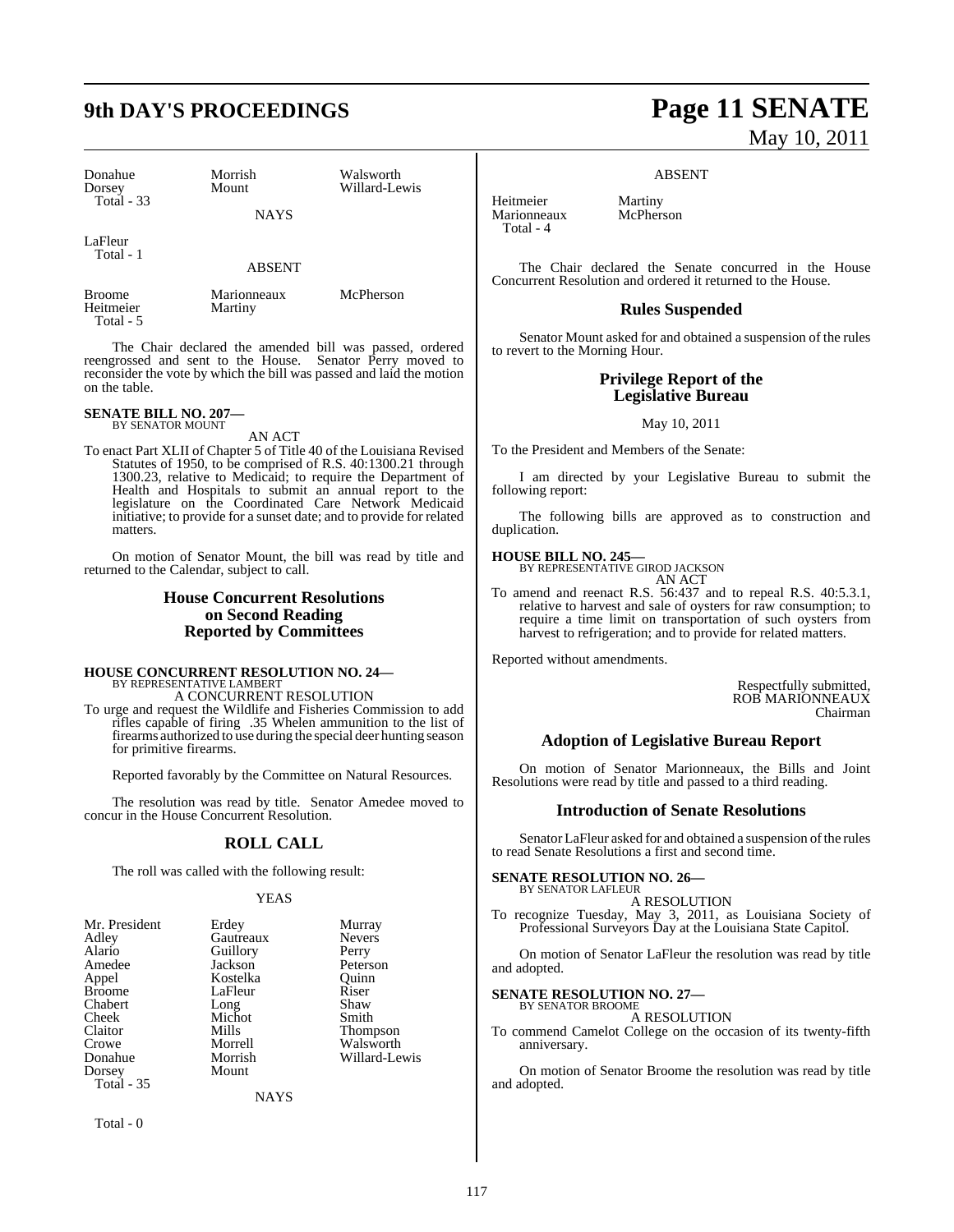| | | |
|---|---|---|
| Donahue | Morrish | Walsworth |
| Dorsey | Mount | Willard-Lewis |
| Total - 33 | | |

NAYS

LaFleur
Total - 1

ABSENT

| | | |
|---|---|---|
| Broome | Marionneaux | McPherson |
| Heitmeier | Martiny | |
| Total - 5 | | |

The Chair declared the amended bill was passed, ordered reengrossed and sent to the House. Senator Perry moved to reconsider the vote by which the bill was passed and laid the motion on the table.

**SENATE BILL NO. 207—**
BY SENATOR MOUNT

AN ACT

To enact Part XLII of Chapter 5 of Title 40 of the Louisiana Revised Statutes of 1950, to be comprised of R.S. 40:1300.21 through 1300.23, relative to Medicaid; to require the Department of Health and Hospitals to submit an annual report to the legislature on the Coordinated Care Network Medicaid initiative; to provide for a sunset date; and to provide for related matters.

On motion of Senator Mount, the bill was read by title and returned to the Calendar, subject to call.

## House Concurrent Resolutions on Second Reading Reported by Committees

**HOUSE CONCURRENT RESOLUTION NO. 24—**
BY REPRESENTATIVE LAMBERT

A CONCURRENT RESOLUTION

To urge and request the Wildlife and Fisheries Commission to add rifles capable of firing .35 Whelen ammunition to the list of firearms authorized to use during the special deer hunting season for primitive firearms.

Reported favorably by the Committee on Natural Resources.

The resolution was read by title. Senator Amedee moved to concur in the House Concurrent Resolution.

## ROLL CALL

The roll was called with the following result:

YEAS

| | | |
|---|---|---|
| Mr. President | Erdey | Murray |
| Adley | Gautreaux | Nevers |
| Alario | Guillory | Perry |
| Amedee | Jackson | Peterson |
| Appel | Kostelka | Quinn |
| Broome | LaFleur | Riser |
| Chabert | Long | Shaw |
| Cheek | Michot | Smith |
| Claitor | Mills | Thompson |
| Crowe | Morrell | Walsworth |
| Donahue | Morrish | Willard-Lewis |
| Dorsey | Mount | |
| Total - 35 | | |

NAYS

Total - 0

ABSENT

| | |
|---|---|
| Heitmeier | Martiny |
| Marionneaux | McPherson |
| Total - 4 | |

The Chair declared the Senate concurred in the House Concurrent Resolution and ordered it returned to the House.

## Rules Suspended

Senator Mount asked for and obtained a suspension of the rules to revert to the Morning Hour.

## Privilege Report of the Legislative Bureau

May 10, 2011

To the President and Members of the Senate:

I am directed by your Legislative Bureau to submit the following report:

The following bills are approved as to construction and duplication.

**HOUSE BILL NO. 245—**
BY REPRESENTATIVE GIROD JACKSON

AN ACT

To amend and reenact R.S. 56:437 and to repeal R.S. 40:5.3.1, relative to harvest and sale of oysters for raw consumption; to require a time limit on transportation of such oysters from harvest to refrigeration; and to provide for related matters.

Reported without amendments.

Respectfully submitted,
ROB MARIONNEAUX
Chairman

## Adoption of Legislative Bureau Report

On motion of Senator Marionneaux, the Bills and Joint Resolutions were read by title and passed to a third reading.

## Introduction of Senate Resolutions

Senator LaFleur asked for and obtained a suspension of the rules to read Senate Resolutions a first and second time.

**SENATE RESOLUTION NO. 26—**
BY SENATOR LAFLEUR

A RESOLUTION

To recognize Tuesday, May 3, 2011, as Louisiana Society of Professional Surveyors Day at the Louisiana State Capitol.

On motion of Senator LaFleur the resolution was read by title and adopted.

**SENATE RESOLUTION NO. 27—**
BY SENATOR BROOME

A RESOLUTION

To commend Camelot College on the occasion of its twenty-fifth anniversary.

On motion of Senator Broome the resolution was read by title and adopted.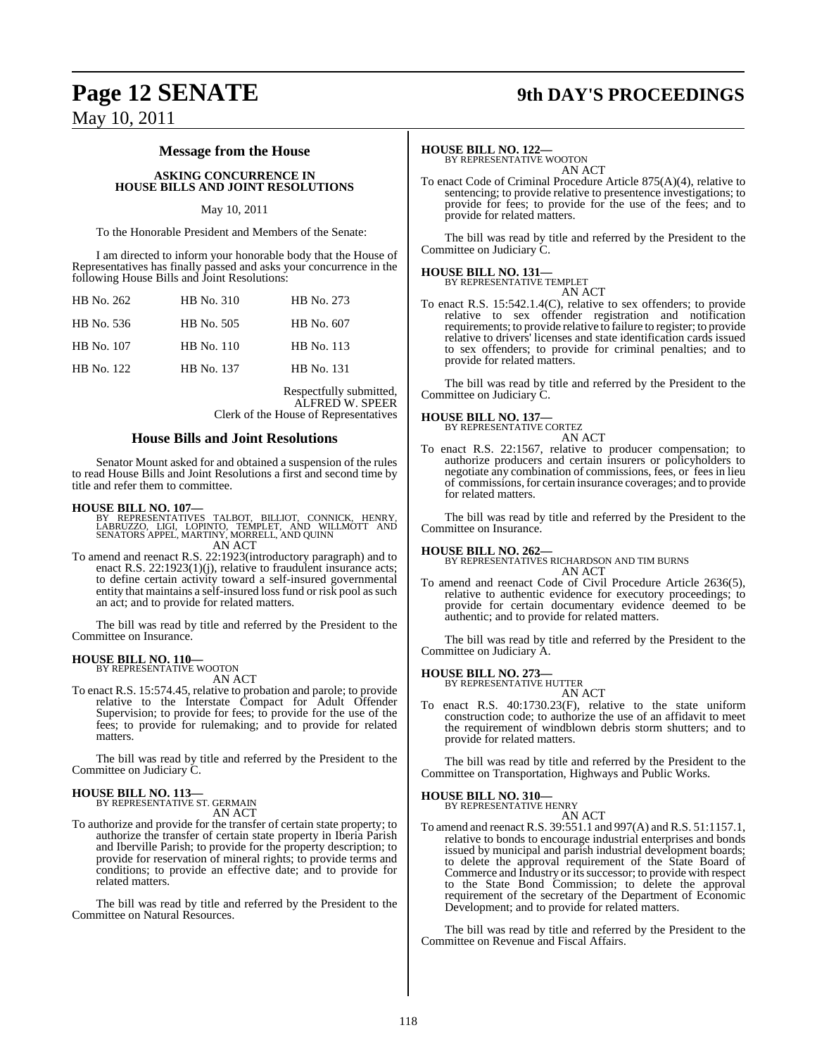## Message from the House

### ASKING CONCURRENCE IN HOUSE BILLS AND JOINT RESOLUTIONS

May 10, 2011

To the Honorable President and Members of the Senate:

I am directed to inform your honorable body that the House of Representatives has finally passed and asks your concurrence in the following House Bills and Joint Resolutions:

| | | |
|---|---|---|
| HB No. 262 | HB No. 310 | HB No. 273 |
| HB No. 536 | HB No. 505 | HB No. 607 |
| HB No. 107 | HB No. 110 | HB No. 113 |
| HB No. 122 | HB No. 137 | HB No. 131 |

Respectfully submitted,
ALFRED W. SPEER
Clerk of the House of Representatives

## House Bills and Joint Resolutions

Senator Mount asked for and obtained a suspension of the rules to read House Bills and Joint Resolutions a first and second time by title and refer them to committee.

**HOUSE BILL NO. 107—**
BY REPRESENTATIVES TALBOT, BILLIOT, CONNICK, HENRY, LABRUZZO, LIGI, LOPINTO, TEMPLET, AND WILLMOTT AND SENATORS APPEL, MARTINY, MORRELL, AND QUINN
AN ACT

To amend and reenact R.S. 22:1923(introductory paragraph) and to enact R.S. 22:1923(1)(j), relative to fraudulent insurance acts; to define certain activity toward a self-insured governmental entity that maintains a self-insured loss fund or risk pool as such an act; and to provide for related matters.

The bill was read by title and referred by the President to the Committee on Insurance.

**HOUSE BILL NO. 110—**
BY REPRESENTATIVE WOOTON
AN ACT

To enact R.S. 15:574.45, relative to probation and parole; to provide relative to the Interstate Compact for Adult Offender Supervision; to provide for fees; to provide for the use of the fees; to provide for rulemaking; and to provide for related matters.

The bill was read by title and referred by the President to the Committee on Judiciary C.

**HOUSE BILL NO. 113—**
BY REPRESENTATIVE ST. GERMAIN
AN ACT

To authorize and provide for the transfer of certain state property; to authorize the transfer of certain state property in Iberia Parish and Iberville Parish; to provide for the property description; to provide for reservation of mineral rights; to provide terms and conditions; to provide an effective date; and to provide for related matters.

The bill was read by title and referred by the President to the Committee on Natural Resources.

**HOUSE BILL NO. 122—**
BY REPRESENTATIVE WOOTON
AN ACT

To enact Code of Criminal Procedure Article 875(A)(4), relative to sentencing; to provide relative to presentence investigations; to provide for fees; to provide for the use of the fees; and to provide for related matters.

The bill was read by title and referred by the President to the Committee on Judiciary C.

**HOUSE BILL NO. 131—**
BY REPRESENTATIVE TEMPLET
AN ACT

To enact R.S. 15:542.1.4(C), relative to sex offenders; to provide relative to sex offender registration and notification requirements; to provide relative to failure to register; to provide relative to drivers' licenses and state identification cards issued to sex offenders; to provide for criminal penalties; and to provide for related matters.

The bill was read by title and referred by the President to the Committee on Judiciary C.

**HOUSE BILL NO. 137—**
BY REPRESENTATIVE CORTEZ
AN ACT

To enact R.S. 22:1567, relative to producer compensation; to authorize producers and certain insurers or policyholders to negotiate any combination of commissions, fees, or fees in lieu of commissions, for certain insurance coverages; and to provide for related matters.

The bill was read by title and referred by the President to the Committee on Insurance.

**HOUSE BILL NO. 262—**
BY REPRESENTATIVES RICHARDSON AND TIM BURNS
AN ACT

To amend and reenact Code of Civil Procedure Article 2636(5), relative to authentic evidence for executory proceedings; to provide for certain documentary evidence deemed to be authentic; and to provide for related matters.

The bill was read by title and referred by the President to the Committee on Judiciary A.

**HOUSE BILL NO. 273—**
BY REPRESENTATIVE HUTTER
AN ACT

To enact R.S. 40:1730.23(F), relative to the state uniform construction code; to authorize the use of an affidavit to meet the requirement of windblown debris storm shutters; and to provide for related matters.

The bill was read by title and referred by the President to the Committee on Transportation, Highways and Public Works.

**HOUSE BILL NO. 310—**
BY REPRESENTATIVE HENRY
AN ACT

To amend and reenact R.S. 39:551.1 and 997(A) and R.S. 51:1157.1, relative to bonds to encourage industrial enterprises and bonds issued by municipal and parish industrial development boards; to delete the approval requirement of the State Board of Commerce and Industry or its successor; to provide with respect to the State Bond Commission; to delete the approval requirement of the secretary of the Department of Economic Development; and to provide for related matters.

The bill was read by title and referred by the President to the Committee on Revenue and Fiscal Affairs.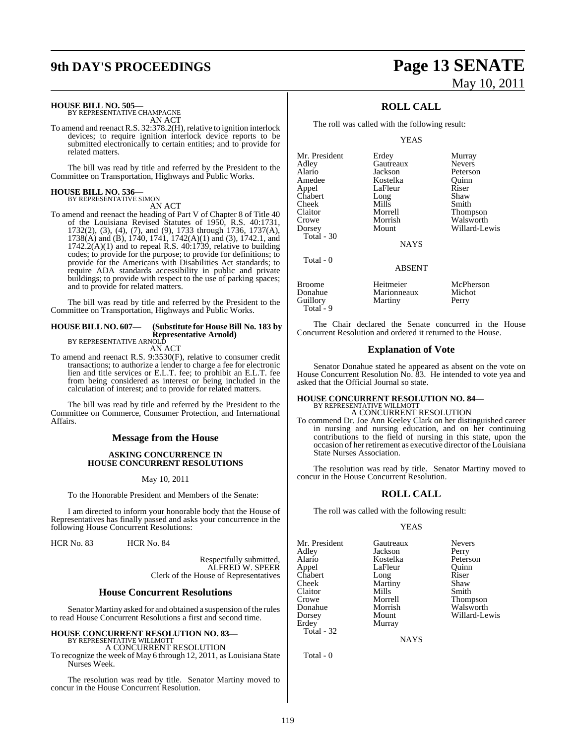**HOUSE BILL NO. 505—**
BY REPRESENTATIVE CHAMPAGNE
AN ACT

To amend and reenact R.S. 32:378.2(H), relative to ignition interlock devices; to require ignition interlock device reports to be submitted electronically to certain entities; and to provide for related matters.

The bill was read by title and referred by the President to the Committee on Transportation, Highways and Public Works.

**HOUSE BILL NO. 536—**
BY REPRESENTATIVE SIMON
AN ACT

To amend and reenact the heading of Part V of Chapter 8 of Title 40 of the Louisiana Revised Statutes of 1950, R.S. 40:1731, 1732(2), (3), (4), (7), and (9), 1733 through 1736, 1737(A), 1738(A) and (B), 1740, 1741, 1742(A)(1) and (3), 1742.1, and 1742.2(A)(1) and to repeal R.S. 40:1739, relative to building codes; to provide for the purpose; to provide for definitions; to provide for the Americans with Disabilities Act standards; to require ADA standards accessibility in public and private buildings; to provide with respect to the use of parking spaces; and to provide for related matters.

The bill was read by title and referred by the President to the Committee on Transportation, Highways and Public Works.

**HOUSE BILL NO. 607— (Substitute for House Bill No. 183 by Representative Arnold)**
BY REPRESENTATIVE ARNOLD
AN ACT

To amend and reenact R.S. 9:3530(F), relative to consumer credit transactions; to authorize a lender to charge a fee for electronic lien and title services or E.L.T. fee; to prohibit an E.L.T. fee from being considered as interest or being included in the calculation of interest; and to provide for related matters.

The bill was read by title and referred by the President to the Committee on Commerce, Consumer Protection, and International Affairs.

## Message from the House

**ASKING CONCURRENCE IN HOUSE CONCURRENT RESOLUTIONS**

May 10, 2011

To the Honorable President and Members of the Senate:

I am directed to inform your honorable body that the House of Representatives has finally passed and asks your concurrence in the following House Concurrent Resolutions:

HCR No. 83 HCR No. 84

Respectfully submitted,
ALFRED W. SPEER
Clerk of the House of Representatives

## House Concurrent Resolutions

Senator Martiny asked for and obtained a suspension of the rules to read House Concurrent Resolutions a first and second time.

**HOUSE CONCURRENT RESOLUTION NO. 83—**
BY REPRESENTATIVE WILLMOTT
A CONCURRENT RESOLUTION

To recognize the week of May 6 through 12, 2011, as Louisiana State Nurses Week.

The resolution was read by title. Senator Martiny moved to concur in the House Concurrent Resolution.

## ROLL CALL

The roll was called with the following result:

YEAS

| | | |
|---|---|---|
| Mr. President | Erdey | Murray |
| Adley | Gautreaux | Nevers |
| Alario | Jackson | Peterson |
| Amedee | Kostelka | Quinn |
| Appel | LaFleur | Riser |
| Chabert | Long | Shaw |
| Cheek | Mills | Smith |
| Claitor | Morrell | Thompson |
| Crowe | Morrish | Walsworth |
| Dorsey | Mount | Willard-Lewis |

Total - 30

NAYS

Total - 0

ABSENT

| | | |
|---|---|---|
| Broome | Heitmeier | McPherson |
| Donahue | Marionneaux | Michot |
| Guillory | Martiny | Perry |

Total - 9

The Chair declared the Senate concurred in the House Concurrent Resolution and ordered it returned to the House.

## Explanation of Vote

Senator Donahue stated he appeared as absent on the vote on House Concurrent Resolution No. 83. He intended to vote yea and asked that the Official Journal so state.

**HOUSE CONCURRENT RESOLUTION NO. 84—**
BY REPRESENTATIVE WILLMOTT
A CONCURRENT RESOLUTION

To commend Dr. Joe Ann Keeley Clark on her distinguished career in nursing and nursing education, and on her continuing contributions to the field of nursing in this state, upon the occasion of her retirement as executive director of the Louisiana State Nurses Association.

The resolution was read by title. Senator Martiny moved to concur in the House Concurrent Resolution.

## ROLL CALL

The roll was called with the following result:

YEAS

| | | |
|---|---|---|
| Mr. President | Gautreaux | Nevers |
| Adley | Jackson | Perry |
| Alario | Kostelka | Peterson |
| Appel | LaFleur | Quinn |
| Chabert | Long | Riser |
| Cheek | Martiny | Shaw |
| Claitor | Mills | Smith |
| Crowe | Morrell | Thompson |
| Donahue | Morrish | Walsworth |
| Dorsey | Mount | Willard-Lewis |
| Erdey | Murray | |

Total - 32

NAYS

Total - 0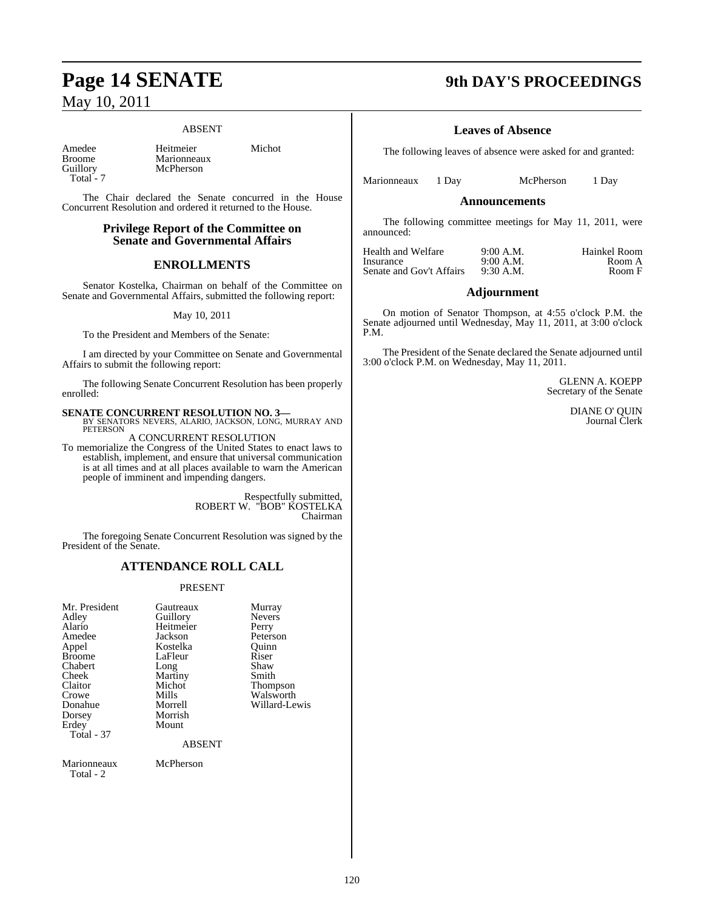ABSENT

| | | |
|---|---|---|
| Amedee | Heitmeier | Michot |
| Broome | Marionneaux | |
| Guillory | McPherson | |
| Total - 7 | | |

The Chair declared the Senate concurred in the House Concurrent Resolution and ordered it returned to the House.

## Privilege Report of the Committee on Senate and Governmental Affairs

## ENROLLMENTS

Senator Kostelka, Chairman on behalf of the Committee on Senate and Governmental Affairs, submitted the following report:

May 10, 2011

To the President and Members of the Senate:

I am directed by your Committee on Senate and Governmental Affairs to submit the following report:

The following Senate Concurrent Resolution has been properly enrolled:

**SENATE CONCURRENT RESOLUTION NO. 3—**
BY SENATORS NEVERS, ALARIO, JACKSON, LONG, MURRAY AND PETERSON

A CONCURRENT RESOLUTION

To memorialize the Congress of the United States to enact laws to establish, implement, and ensure that universal communication is at all times and at all places available to warn the American people of imminent and impending dangers.

Respectfully submitted,
ROBERT W. "BOB" KOSTELKA
Chairman

The foregoing Senate Concurrent Resolution was signed by the President of the Senate.

## ATTENDANCE ROLL CALL

PRESENT

| | | |
|---|---|---|
| Mr. President | Gautreaux | Murray |
| Adley | Guillory | Nevers |
| Alario | Heitmeier | Perry |
| Amedee | Jackson | Peterson |
| Appel | Kostelka | Quinn |
| Broome | LaFleur | Riser |
| Chabert | Long | Shaw |
| Cheek | Martiny | Smith |
| Claitor | Michot | Thompson |
| Crowe | Mills | Walsworth |
| Donahue | Morrell | Willard-Lewis |
| Dorsey | Morrish | |
| Erdey | Mount | |
| Total - 37 | | |

ABSENT

| | |
|---|---|
| Marionneaux | McPherson |
| Total - 2 | |

## Leaves of Absence

The following leaves of absence were asked for and granted:

| | | | |
|---|---|---|---|
| Marionneaux | 1 Day | McPherson | 1 Day |

## Announcements

The following committee meetings for May 11, 2011, were announced:

| | | |
|---|---|---|
| Health and Welfare | 9:00 A.M. | Hainkel Room |
| Insurance | 9:00 A.M. | Room A |
| Senate and Gov't Affairs | 9:30 A.M. | Room F |

## Adjournment

On motion of Senator Thompson, at 4:55 o'clock P.M. the Senate adjourned until Wednesday, May 11, 2011, at 3:00 o'clock P.M.

The President of the Senate declared the Senate adjourned until 3:00 o'clock P.M. on Wednesday, May 11, 2011.

GLENN A. KOEPP
Secretary of the Senate

DIANE O' QUIN
Journal Clerk